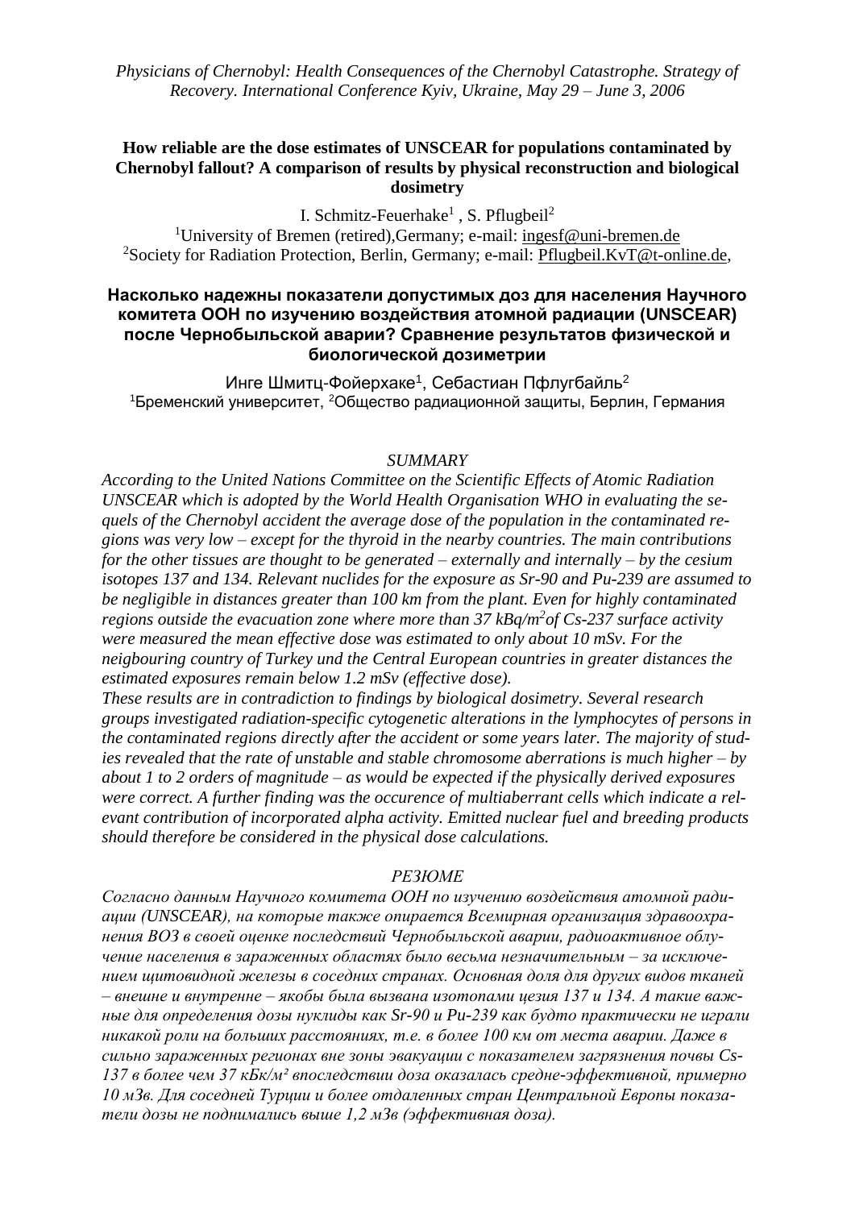*Physicians of Chernobyl: Health Consequences of the Chernobyl Catastrophe. Strategy of Recovery. International Conference Kyiv, Ukraine, May 29 – June 3, 2006*

# How reliable are the dose estimates of UNSCEAR for populations contaminated by Chernobyl fallout? A comparison of results by physical reconstruction and biological dosimetry

I. Schmitz-Feuerhake[1] , S. Pflugbeil[2]

[1]University of Bremen (retired),Germany; e-mail: ingesf@uni-bremen.de
[2]Society for Radiation Protection, Berlin, Germany; e-mail: Pflugbeil.KvT@t-online.de,

# Насколько надежны показатели допустимых доз для населения Научного комитета ООН по изучению воздействия атомной радиации (UNSCEAR) после Чернобыльской аварии? Сравнение результатов физической и биологической дозиметрии

Инге Шмитц-Фойерхаке[1], Себастиан Пфлугбайль[2]
[1]Бременский университет, [2]Общество радиационной защиты, Берлин, Германия

## *SUMMARY*

*According to the United Nations Committee on the Scientific Effects of Atomic Radiation UNSCEAR which is adopted by the World Health Organisation WHO in evaluating the sequels of the Chernobyl accident the average dose of the population in the contaminated regions was very low – except for the thyroid in the nearby countries. The main contributions for the other tissues are thought to be generated – externally and internally – by the cesium isotopes 137 and 134. Relevant nuclides for the exposure as Sr-90 and Pu-239 are assumed to be negligible in distances greater than 100 km from the plant. Even for highly contaminated regions outside the evacuation zone where more than 37 kBq/m$^2$of Cs-237 surface activity were measured the mean effective dose was estimated to only about 10 mSv. For the neigbouring country of Turkey und the Central European countries in greater distances the estimated exposures remain below 1.2 mSv (effective dose).*

*These results are in contradiction to findings by biological dosimetry. Several research groups investigated radiation-specific cytogenetic alterations in the lymphocytes of persons in the contaminated regions directly after the accident or some years later. The majority of studies revealed that the rate of unstable and stable chromosome aberrations is much higher – by about 1 to 2 orders of magnitude – as would be expected if the physically derived exposures were correct. A further finding was the occurence of multiaberrant cells which indicate a relevant contribution of incorporated alpha activity. Emitted nuclear fuel and breeding products should therefore be considered in the physical dose calculations.*

## *РЕЗЮМЕ*

*Согласно данным Научного комитета ООН по изучению воздействия атомной радиации (UNSCEAR), на которые также опирается Всемирная организация здравоохранения ВОЗ в своей оценке последствий Чернобыльской аварии, радиоактивное облучение населения в зараженных областях было весьма незначительным – за исключением щитовидной железы в соседних странах. Основная доля для других видов тканей – внешне и внутренне – якобы была вызвана изотопами цезия 137 и 134. А такие важные для определения дозы нуклиды как Sr-90 и Pu-239 как будто практически не играли никакой роли на больших расстояниях, т.е. в более 100 км от места аварии. Даже в сильно зараженных регионах вне зоны эвакуации с показателем загрязнения почвы Cs-137 в более чем 37 кБк/м² впоследствии доза оказалась средне-эффективной, примерно 10 мЗв. Для соседней Турции и более отдаленных стран Центральной Европы показатели дозы не поднимались выше 1,2 мЗв (эффективная доза).*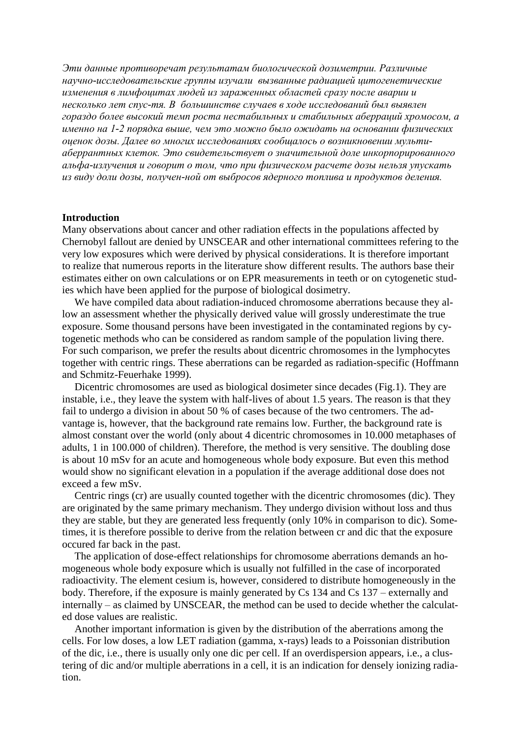*Эти данные противоречат результатам биологической дозиметрии. Различные научно-исследовательские группы изучали вызванные радиацией цитогенетические изменения в лимфоцитах людей из зараженных областей сразу после аварии и несколько лет спус-тя. В большинстве случаев в ходе исследований был выявлен гораздо более высокий темп роста нестабильных и стабильных аберраций хромосом, а именно на 1-2 порядка выше, чем это можно было ожидать на основании физических оценок дозы. Далее во многих исследованиях сообщалось о возникновении мульти-аберрантных клеток. Это свидетельствует о значительной доле инкорпорированного альфа-излучения и говорит о том, что при физическом расчете дозы нельзя упускать из виду доли дозы, получен-ной от выбросов ядерного топлива и продуктов деления.*

**Introduction**

Many observations about cancer and other radiation effects in the populations affected by Chernobyl fallout are denied by UNSCEAR and other international committees refering to the very low exposures which were derived by physical considerations. It is therefore important to realize that numerous reports in the literature show different results. The authors base their estimates either on own calculations or on EPR measurements in teeth or on cytogenetic studies which have been applied for the purpose of biological dosimetry.

We have compiled data about radiation-induced chromosome aberrations because they allow an assessment whether the physically derived value will grossly underestimate the true exposure. Some thousand persons have been investigated in the contaminated regions by cytogenetic methods who can be considered as random sample of the population living there. For such comparison, we prefer the results about dicentric chromosomes in the lymphocytes together with centric rings. These aberrations can be regarded as radiation-specific (Hoffmann and Schmitz-Feuerhake 1999).

Dicentric chromosomes are used as biological dosimeter since decades (Fig.1). They are instable, i.e., they leave the system with half-lives of about 1.5 years. The reason is that they fail to undergo a division in about 50 % of cases because of the two centromers. The advantage is, however, that the background rate remains low. Further, the background rate is almost constant over the world (only about 4 dicentric chromosomes in 10.000 metaphases of adults, 1 in 100.000 of children). Therefore, the method is very sensitive. The doubling dose is about 10 mSv for an acute and homogeneous whole body exposure. But even this method would show no significant elevation in a population if the average additional dose does not exceed a few mSv.

Centric rings (cr) are usually counted together with the dicentric chromosomes (dic). They are originated by the same primary mechanism. They undergo division without loss and thus they are stable, but they are generated less frequently (only 10% in comparison to dic). Sometimes, it is therefore possible to derive from the relation between cr and dic that the exposure occured far back in the past.

The application of dose-effect relationships for chromosome aberrations demands an homogeneous whole body exposure which is usually not fulfilled in the case of incorporated radioactivity. The element cesium is, however, considered to distribute homogeneously in the body. Therefore, if the exposure is mainly generated by Cs 134 and Cs 137 – externally and internally – as claimed by UNSCEAR, the method can be used to decide whether the calculated dose values are realistic.

Another important information is given by the distribution of the aberrations among the cells. For low doses, a low LET radiation (gamma, x-rays) leads to a Poissonian distribution of the dic, i.e., there is usually only one dic per cell. If an overdispersion appears, i.e., a clustering of dic and/or multiple aberrations in a cell, it is an indication for densely ionizing radiation.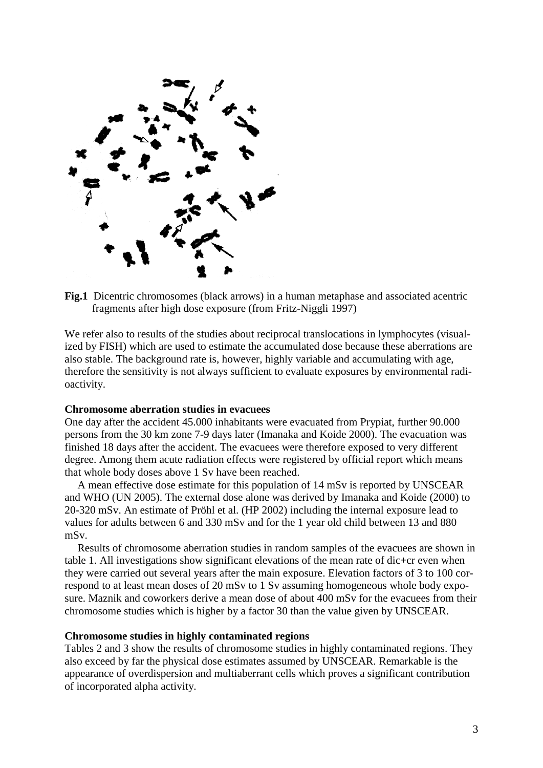**Fig.1** Dicentric chromosomes (black arrows) in a human metaphase and associated acentric fragments after high dose exposure (from Fritz-Niggli 1997)

We refer also to results of the studies about reciprocal translocations in lymphocytes (visualized by FISH) which are used to estimate the accumulated dose because these aberrations are also stable. The background rate is, however, highly variable and accumulating with age, therefore the sensitivity is not always sufficient to evaluate exposures by environmental radioactivity.

**Chromosome aberration studies in evacuees**

One day after the accident 45.000 inhabitants were evacuated from Prypiat, further 90.000 persons from the 30 km zone 7-9 days later (Imanaka and Koide 2000). The evacuation was finished 18 days after the accident. The evacuees were therefore exposed to very different degree. Among them acute radiation effects were registered by official report which means that whole body doses above 1 Sv have been reached.

A mean effective dose estimate for this population of 14 mSv is reported by UNSCEAR and WHO (UN 2005). The external dose alone was derived by Imanaka and Koide (2000) to 20-320 mSv. An estimate of Pröhl et al. (HP 2002) including the internal exposure lead to values for adults between 6 and 330 mSv and for the 1 year old child between 13 and 880 mSv.

Results of chromosome aberration studies in random samples of the evacuees are shown in table 1. All investigations show significant elevations of the mean rate of dic+cr even when they were carried out several years after the main exposure. Elevation factors of 3 to 100 correspond to at least mean doses of 20 mSv to 1 Sv assuming homogeneous whole body exposure. Maznik and coworkers derive a mean dose of about 400 mSv for the evacuees from their chromosome studies which is higher by a factor 30 than the value given by UNSCEAR.

**Chromosome studies in highly contaminated regions**

Tables 2 and 3 show the results of chromosome studies in highly contaminated regions. They also exceed by far the physical dose estimates assumed by UNSCEAR. Remarkable is the appearance of overdispersion and multiaberrant cells which proves a significant contribution of incorporated alpha activity.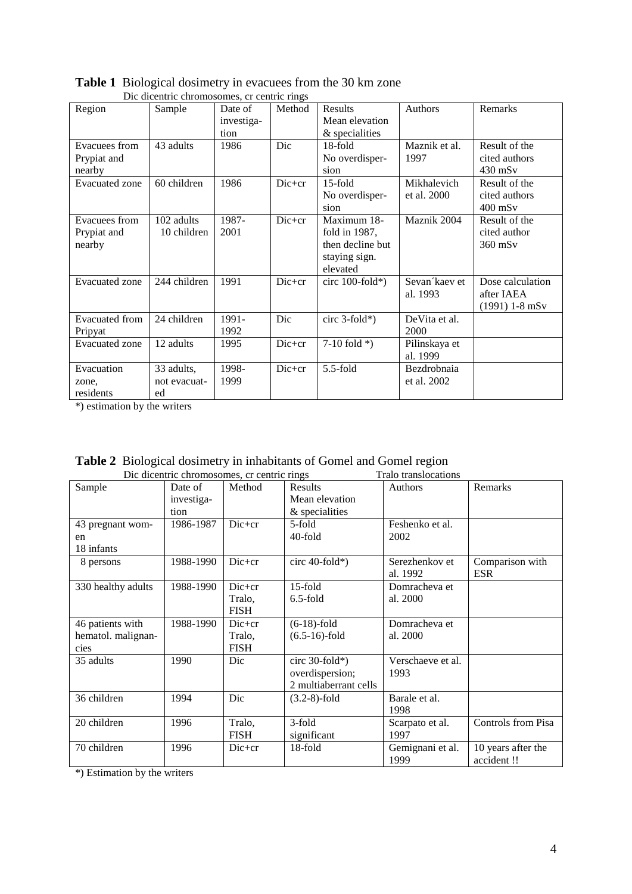**Table 1** Biological dosimetry in evacuees from the 30 km zone

Dic dicentric chromosomes, cr centric rings

| Region | Sample | Date of investigation | Method | Results Mean elevation & specialities | Authors | Remarks |
|---|---|---|---|---|---|---|
| Evacuees from Prypiat and nearby | 43 adults | 1986 | Dic | 18-fold No overdispersion | Maznik et al. 1997 | Result of the cited authors 430 mSv |
| Evacuated zone | 60 children | 1986 | Dic+cr | 15-fold No overdispersion | Mikhalevich et al. 2000 | Result of the cited authors 400 mSv |
| Evacuees from Prypiat and nearby | 102 adults 10 children | 1987-2001 | Dic+cr | Maximum 18-fold in 1987, then decline but staying sign. elevated | Maznik 2004 | Result of the cited author 360 mSv |
| Evacuated zone | 244 children | 1991 | Dic+cr | circ 100-fold*) | Sevan´kaev et al. 1993 | Dose calculation after IAEA (1991) 1-8 mSv |
| Evacuated from Pripyat | 24 children | 1991-1992 | Dic | circ 3-fold*) | DeVita et al. 2000 | |
| Evacuated zone | 12 adults | 1995 | Dic+cr | 7-10 fold *) | Pilinskaya et al. 1999 | |
| Evacuation zone, residents | 33 adults, not evacuated | 1998-1999 | Dic+cr | 5.5-fold | Bezdrobnaia et al. 2002 | |

*) estimation by the writers

**Table 2** Biological dosimetry in inhabitants of Gomel and Gomel region

Dic dicentric chromosomes, cr centric rings Tralo translocations

| Sample | Date of investigation | Method | Results Mean elevation & specialities | Authors | Remarks |
|---|---|---|---|---|---|
| 43 pregnant women 18 infants | 1986-1987 | Dic+cr | 5-fold 40-fold | Feshenko et al. 2002 | |
| 8 persons | 1988-1990 | Dic+cr | circ 40-fold*) | Serezhenkov et al. 1992 | Comparison with ESR |
| 330 healthy adults | 1988-1990 | Dic+cr Tralo, FISH | 15-fold 6.5-fold | Domracheva et al. 2000 | |
| 46 patients with hematol. malignancies | 1988-1990 | Dic+cr Tralo, FISH | (6-18)-fold (6.5-16)-fold | Domracheva et al. 2000 | |
| 35 adults | 1990 | Dic | circ 30-fold*) overdispersion; 2 multiaberrant cells | Verschaeve et al. 1993 | |
| 36 children | 1994 | Dic | (3.2-8)-fold | Barale et al. 1998 | |
| 20 children | 1996 | Tralo, FISH | 3-fold significant | Scarpato et al. 1997 | Controls from Pisa |
| 70 children | 1996 | Dic+cr | 18-fold | Gemignani et al. 1999 | 10 years after the accident !! |

*) Estimation by the writers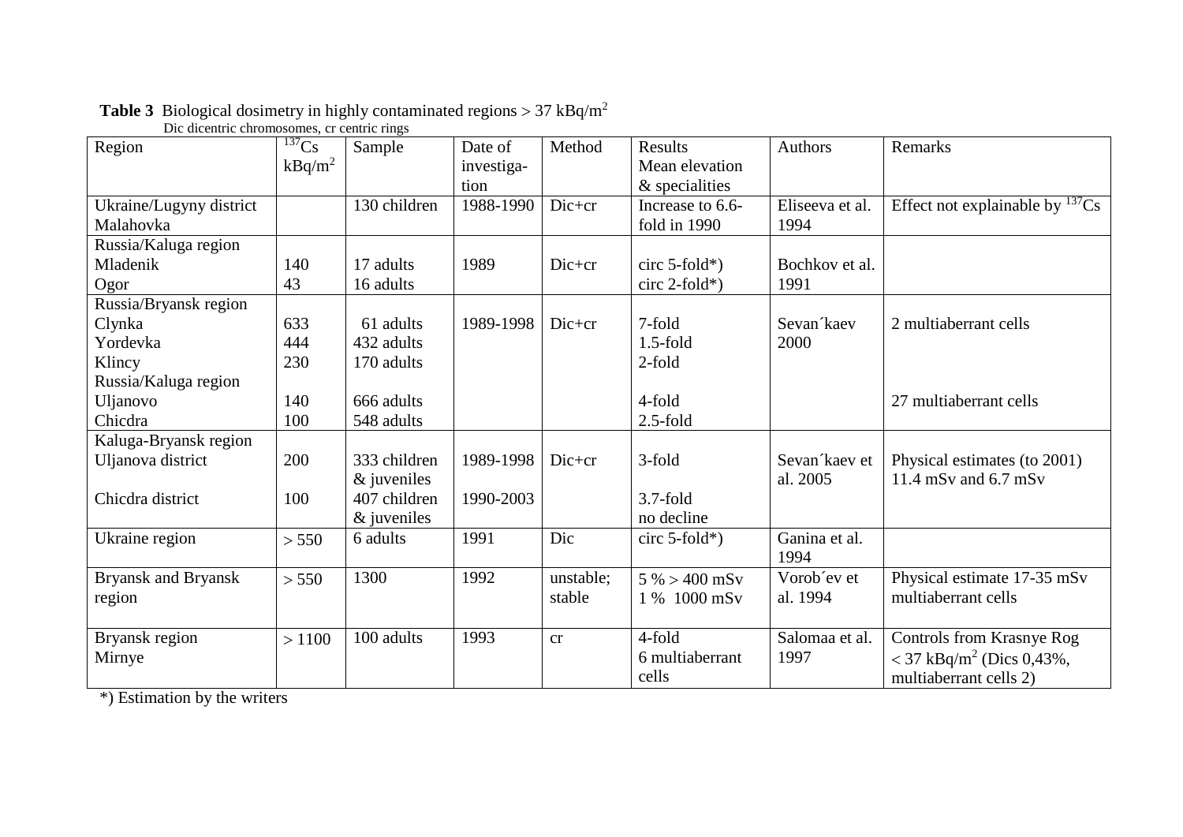**Table 3** Biological dosimetry in highly contaminated regions > 37 kBq/m$^2$
Dic dicentric chromosomes, cr centric rings

| Region | $^{137}$Cs kBq/m$^2$ | Sample | Date of investigation | Method | Results Mean elevation & specialities | Authors | Remarks |
|---|---|---|---|---|---|---|---|
| Ukraine/Lugyny district Malahovka | | 130 children | 1988-1990 | Dic+cr | Increase to 6.6-fold in 1990 | Eliseeva et al. 1994 | Effect not explainable by $^{137}$Cs |
| Russia/Kaluga region | | | | | | | |
| Mladenik | 140 | 17 adults | 1989 | Dic+cr | circ 5-fold*) | Bochkov et al. 1991 | |
| Ogor | 43 | 16 adults | | | circ 2-fold*) | | |
| Russia/Bryansk region | | | | | | | |
| Clynka | 633 | 61 adults | 1989-1998 | Dic+cr | 7-fold | Sevan´kaev 2000 | 2 multiaberrant cells |
| Yordevka | 444 | 432 adults | | | 1.5-fold | | |
| Klincy | 230 | 170 adults | | | 2-fold | | |
| Russia/Kaluga region | | | | | | | |
| Uljanovo | 140 | 666 adults | | | 4-fold | | 27 multiaberrant cells |
| Chicdra | 100 | 548 adults | | | 2.5-fold | | |
| Kaluga-Bryansk region | | | | | | | |
| Uljanova district | 200 | 333 children & juveniles | 1989-1998 | Dic+cr | 3-fold | Sevan´kaev et al. 2005 | Physical estimates (to 2001) 11.4 mSv and 6.7 mSv |
| Chicdra district | 100 | 407 children & juveniles | 1990-2003 | | 3.7-fold no decline | | |
| Ukraine region | > 550 | 6 adults | 1991 | Dic | circ 5-fold*) | Ganina et al. 1994 | |
| Bryansk and Bryansk region | > 550 | 1300 | 1992 | unstable; stable | 5 % > 400 mSv 1 % 1000 mSv | Vorob´ev et al. 1994 | Physical estimate 17-35 mSv multiaberrant cells |
| Bryansk region Mirnye | > 1100 | 100 adults | 1993 | cr | 4-fold 6 multiaberrant cells | Salomaa et al. 1997 | Controls from Krasnye Rog < 37 kBq/m$^2$ (Dics 0,43%, multiaberrant cells 2) |

*) Estimation by the writers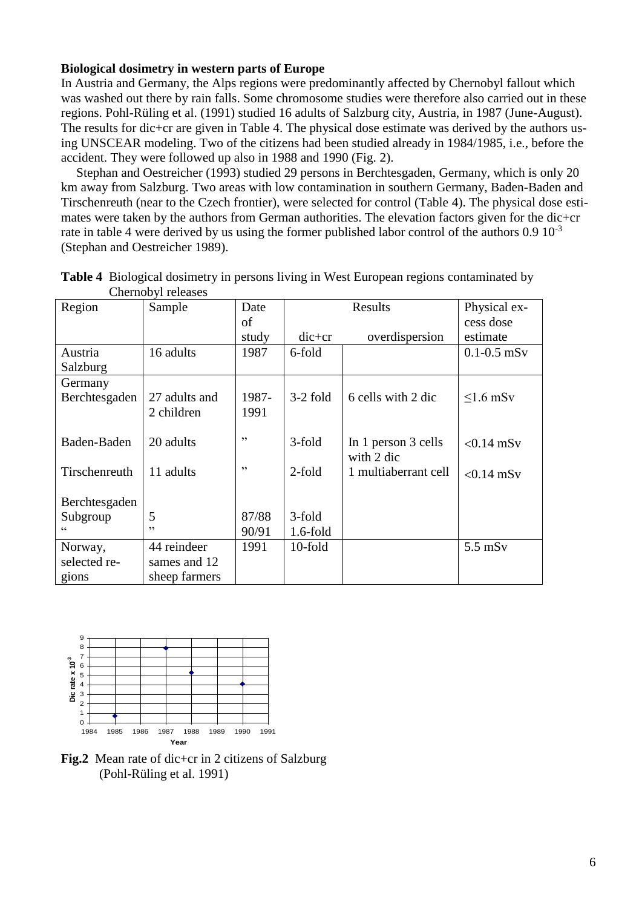**Biological dosimetry in western parts of Europe**

In Austria and Germany, the Alps regions were predominantly affected by Chernobyl fallout which was washed out there by rain falls. Some chromosome studies were therefore also carried out in these regions. Pohl-Rüling et al. (1991) studied 16 adults of Salzburg city, Austria, in 1987 (June-August). The results for dic+cr are given in Table 4. The physical dose estimate was derived by the authors using UNSCEAR modeling. Two of the citizens had been studied already in 1984/1985, i.e., before the accident. They were followed up also in 1988 and 1990 (Fig. 2).

Stephan and Oestreicher (1993) studied 29 persons in Berchtesgaden, Germany, which is only 20 km away from Salzburg. Two areas with low contamination in southern Germany, Baden-Baden and Tirschenreuth (near to the Czech frontier), were selected for control (Table 4). The physical dose estimates were taken by the authors from German authorities. The elevation factors given for the dic+cr rate in table 4 were derived by us using the former published labor control of the authors $0.9\ 10^{-3}$ (Stephan and Oestreicher 1989).

**Table 4** Biological dosimetry in persons living in West European regions contaminated by Chernobyl releases

| Region | Sample | Date of study | Results | | Physical excess dose estimate |
|---|---|---|---|---|---|
| | | | dic+cr | overdispersion | |
| Austria Salzburg | 16 adults | 1987 | 6-fold | | 0.1-0.5 mSv |
| Germany Berchtesgaden | 27 adults and 2 children | 1987-1991 | 3-2 fold | 6 cells with 2 dic | ≤1.6 mSv |
| Baden-Baden | 20 adults | ” | 3-fold | In 1 person 3 cells with 2 dic | <0.14 mSv |
| Tirschenreuth | 11 adults | ” | 2-fold | 1 multiaberrant cell | <0.14 mSv |
| Berchtesgaden Subgroup | 5 | 87/88 | 3-fold | | |
| “ | ” | 90/91 | 1.6-fold | | |
| Norway, selected regions | 44 reindeer sames and 12 sheep farmers | 1991 | 10-fold | | 5.5 mSv |

**Fig.2** Mean rate of dic+cr in 2 citizens of Salzburg (Pohl-Rüling et al. 1991)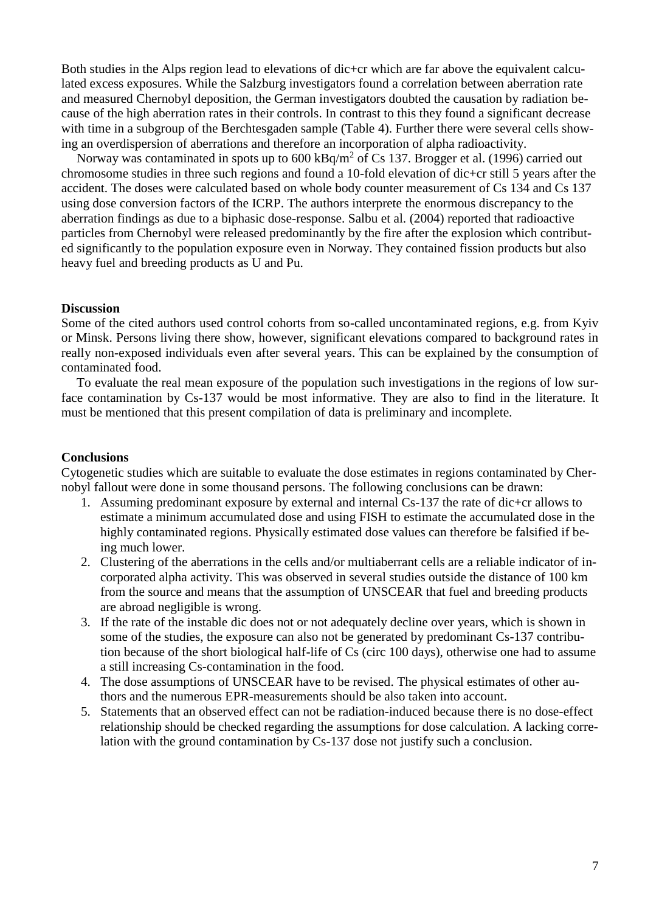Both studies in the Alps region lead to elevations of dic+cr which are far above the equivalent calculated excess exposures. While the Salzburg investigators found a correlation between aberration rate and measured Chernobyl deposition, the German investigators doubted the causation by radiation because of the high aberration rates in their controls. In contrast to this they found a significant decrease with time in a subgroup of the Berchtesgaden sample (Table 4). Further there were several cells showing an overdispersion of aberrations and therefore an incorporation of alpha radioactivity.

Norway was contaminated in spots up to 600 kBq/m$^2$ of Cs 137. Brogger et al. (1996) carried out chromosome studies in three such regions and found a 10-fold elevation of dic+cr still 5 years after the accident. The doses were calculated based on whole body counter measurement of Cs 134 and Cs 137 using dose conversion factors of the ICRP. The authors interprete the enormous discrepancy to the aberration findings as due to a biphasic dose-response. Salbu et al. (2004) reported that radioactive particles from Chernobyl were released predominantly by the fire after the explosion which contributed significantly to the population exposure even in Norway. They contained fission products but also heavy fuel and breeding products as U and Pu.

**Discussion**

Some of the cited authors used control cohorts from so-called uncontaminated regions, e.g. from Kyiv or Minsk. Persons living there show, however, significant elevations compared to background rates in really non-exposed individuals even after several years. This can be explained by the consumption of contaminated food.

To evaluate the real mean exposure of the population such investigations in the regions of low surface contamination by Cs-137 would be most informative. They are also to find in the literature. It must be mentioned that this present compilation of data is preliminary and incomplete.

**Conclusions**

Cytogenetic studies which are suitable to evaluate the dose estimates in regions contaminated by Chernobyl fallout were done in some thousand persons. The following conclusions can be drawn:

1. Assuming predominant exposure by external and internal Cs-137 the rate of dic+cr allows to estimate a minimum accumulated dose and using FISH to estimate the accumulated dose in the highly contaminated regions. Physically estimated dose values can therefore be falsified if being much lower.
2. Clustering of the aberrations in the cells and/or multiaberrant cells are a reliable indicator of incorporated alpha activity. This was observed in several studies outside the distance of 100 km from the source and means that the assumption of UNSCEAR that fuel and breeding products are abroad negligible is wrong.
3. If the rate of the instable dic does not or not adequately decline over years, which is shown in some of the studies, the exposure can also not be generated by predominant Cs-137 contribution because of the short biological half-life of Cs (circ 100 days), otherwise one had to assume a still increasing Cs-contamination in the food.
4. The dose assumptions of UNSCEAR have to be revised. The physical estimates of other authors and the numerous EPR-measurements should be also taken into account.
5. Statements that an observed effect can not be radiation-induced because there is no dose-effect relationship should be checked regarding the assumptions for dose calculation. A lacking correlation with the ground contamination by Cs-137 dose not justify such a conclusion.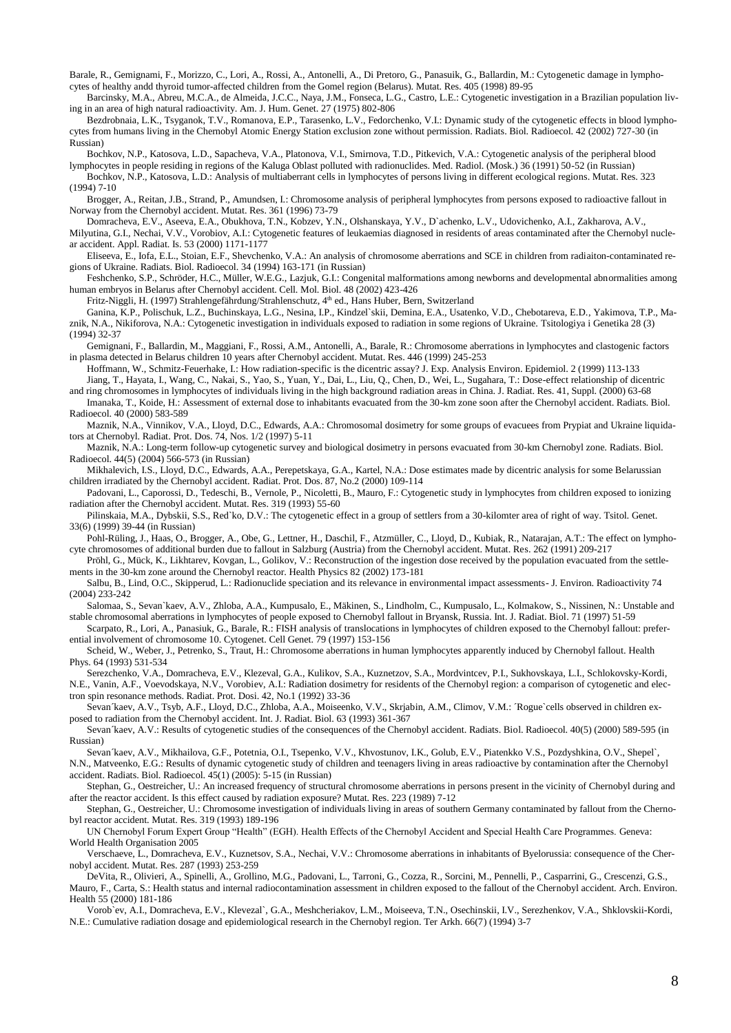Barale, R., Gemignami, F., Morizzo, C., Lori, A., Rossi, A., Antonelli, A., Di Pretoro, G., Panasuik, G., Ballardin, M.: Cytogenetic damage in lymphocytes of healthy andd thyroid tumor-affected children from the Gomel region (Belarus). Mutat. Res. 405 (1998) 89-95

Barcinsky, M.A., Abreu, M.C.A., de Almeida, J.C.C., Naya, J.M., Fonseca, L.G., Castro, L.E.: Cytogenetic investigation in a Brazilian population living in an area of high natural radioactivity. Am. J. Hum. Genet. 27 (1975) 802-806

Bezdrobnaia, L.K., Tsyganok, T.V., Romanova, E.P., Tarasenko, L.V., Fedorchenko, V.I.: Dynamic study of the cytogenetic effects in blood lymphocytes from humans living in the Chernobyl Atomic Energy Station exclusion zone without permission. Radiats. Biol. Radioecol. 42 (2002) 727-30 (in Russian)

Bochkov, N.P., Katosova, L.D., Sapacheva, V.A., Platonova, V.I., Smirnova, T.D., Pitkevich, V.A.: Cytogenetic analysis of the peripheral blood lymphocytes in people residing in regions of the Kaluga Oblast polluted with radionuclides. Med. Radiol. (Mosk.) 36 (1991) 50-52 (in Russian)

Bochkov, N.P., Katosova, L.D.: Analysis of multiaberrant cells in lymphocytes of persons living in different ecological regions. Mutat. Res. 323 (1994) 7-10

Brogger, A., Reitan, J.B., Strand, P., Amundsen, I.: Chromosome analysis of peripheral lymphocytes from persons exposed to radioactive fallout in Norway from the Chernobyl accident. Mutat. Res. 361 (1996) 73-79

Domracheva, E.V., Aseeva, E.A., Obukhova, T.N., Kobzev, Y.N., Olshanskaya, Y.V., D`achenko, L.V., Udovichenko, A.I., Zakharova, A.V., Milyutina, G.I., Nechai, V.V., Vorobiov, A.I.: Cytogenetic features of leukaemias diagnosed in residents of areas contaminated after the Chernobyl nuclear accident. Appl. Radiat. Is. 53 (2000) 1171-1177

Eliseeva, E., Iofa, E.L., Stoian, E.F., Shevchenko, V.A.: An analysis of chromosome aberrations and SCE in children from radiaiton-contaminated regions of Ukraine. Radiats. Biol. Radioecol. 34 (1994) 163-171 (in Russian)

Feshchenko, S.P., Schröder, H.C., Müller, W.E.G., Lazjuk, G.I.: Congenital malformations among newborns and developmental abnormalities among human embryos in Belarus after Chernobyl accident. Cell. Mol. Biol. 48 (2002) 423-426

Fritz-Niggli, H. (1997) Strahlengefährdung/Strahlenschutz, 4th ed., Hans Huber, Bern, Switzerland

Ganina, K.P., Polischuk, L.Z., Buchinskaya, L.G., Nesina, I.P., Kindzel`skii, Demina, E.A., Usatenko, V.D., Chebotareva, E.D., Yakimova, T.P., Maznik, N.A., Nikiforova, N.A.: Cytogenetic investigation in individuals exposed to radiation in some regions of Ukraine. Tsitologiya i Genetika 28 (3) (1994) 32-37

Gemignani, F., Ballardin, M., Maggiani, F., Rossi, A.M., Antonelli, A., Barale, R.: Chromosome aberrations in lymphocytes and clastogenic factors in plasma detected in Belarus children 10 years after Chernobyl accident. Mutat. Res. 446 (1999) 245-253

Hoffmann, W., Schmitz-Feuerhake, I.: How radiation-specific is the dicentric assay? J. Exp. Analysis Environ. Epidemiol. 2 (1999) 113-133

Jiang, T., Hayata, I., Wang, C., Nakai, S., Yao, S., Yuan, Y., Dai, L., Liu, Q., Chen, D., Wei, L., Sugahara, T.: Dose-effect relationship of dicentric and ring chromosomes in lymphocytes of individuals living in the high background radiation areas in China. J. Radiat. Res. 41, Suppl. (2000) 63-68

Imanaka, T., Koide, H.: Assessment of external dose to inhabitants evacuated from the 30-km zone soon after the Chernobyl accident. Radiats. Biol. Radioecol. 40 (2000) 583-589

Maznik, N.A., Vinnikov, V.A., Lloyd, D.C., Edwards, A.A.: Chromosomal dosimetry for some groups of evacuees from Prypiat and Ukraine liquidators at Chernobyl. Radiat. Prot. Dos. 74, Nos. 1/2 (1997) 5-11

Maznik, N.A.: Long-term follow-up cytogenetic survey and biological dosimetry in persons evacuated from 30-km Chernobyl zone. Radiats. Biol. Radioecol. 44(5) (2004) 566-573 (in Russian)

Mikhalevich, I.S., Lloyd, D.C., Edwards, A.A., Perepetskaya, G.A., Kartel, N.A.: Dose estimates made by dicentric analysis for some Belarussian children irradiated by the Chernobyl accident. Radiat. Prot. Dos. 87, No.2 (2000) 109-114

Padovani, L., Caporossi, D., Tedeschi, B., Vernole, P., Nicoletti, B., Mauro, F.: Cytogenetic study in lymphocytes from children exposed to ionizing radiation after the Chernobyl accident. Mutat. Res. 319 (1993) 55-60

Pilinskaia, M.A., Dybskii, S.S., Red`ko, D.V.: The cytogenetic effect in a group of settlers from a 30-kilomter area of right of way. Tsitol. Genet. 33(6) (1999) 39-44 (in Russian)

Pohl-Rüling, J., Haas, O., Brogger, A., Obe, G., Lettner, H., Daschil, F., Atzmüller, C., Lloyd, D., Kubiak, R., Natarajan, A.T.: The effect on lymphocyte chromosomes of additional burden due to fallout in Salzburg (Austria) from the Chernobyl accident. Mutat. Res. 262 (1991) 209-217

Pröhl, G., Mück, K., Likhtarev, Kovgan, L., Golikov, V.: Reconstruction of the ingestion dose received by the population evacuated from the settlements in the 30-km zone around the Chernobyl reactor. Health Physics 82 (2002) 173-181

Salbu, B., Lind, O.C., Skipperud, L.: Radionuclide speciation and its relevance in environmental impact assessments- J. Environ. Radioactivity 74 (2004) 233-242

Salomaa, S., Sevan`kaev, A.V., Zhloba, A.A., Kumpusalo, E., Mäkinen, S., Lindholm, C., Kumpusalo, L., Kolmakow, S., Nissinen, N.: Unstable and stable chromosomal aberrations in lymphocytes of people exposed to Chernobyl fallout in Bryansk, Russia. Int. J. Radiat. Biol. 71 (1997) 51-59

Scarpato, R., Lori, A., Panasiuk, G., Barale, R.: FISH analysis of translocations in lymphocytes of children exposed to the Chernobyl fallout: preferential involvement of chromosome 10. Cytogenet. Cell Genet. 79 (1997) 153-156

Scheid, W., Weber, J., Petrenko, S., Traut, H.: Chromosome aberrations in human lymphocytes apparently induced by Chernobyl fallout. Health Phys. 64 (1993) 531-534

Serezchenko, V.A., Domracheva, E.V., Klezeval, G.A., Kulikov, S.A., Kuznetzov, S.A., Mordvintcev, P.I., Sukhovskaya, L.I., Schlokovsky-Kordi, N.E., Vanin, A.F., Voevodskaya, N.V., Vorobiev, A.I.: Radiation dosimetry for residents of the Chernobyl region: a comparison of cytogenetic and electron spin resonance methods. Radiat. Prot. Dosi. 42, No.1 (1992) 33-36

Sevan´kaev, A.V., Tsyb, A.F., Lloyd, D.C., Zhloba, A.A., Moiseenko, V.V., Skrjabin, A.M., Climov, V.M.: ´Rogue`cells observed in children exposed to radiation from the Chernobyl accident. Int. J. Radiat. Biol. 63 (1993) 361-367

Sevan´kaev, A.V.: Results of cytogenetic studies of the consequences of the Chernobyl accident. Radiats. Biol. Radioecol. 40(5) (2000) 589-595 (in Russian)

Sevan´kaev, A.V., Mikhailova, G.F., Potetnia, O.I., Tsepenko, V.V., Khvostunov, I.K., Golub, E.V., Piatenkko V.S., Pozdyshkina, O.V., Shepel`, N.N., Matveenko, E.G.: Results of dynamic cytogenetic study of children and teenagers living in areas radioactive by contamination after the Chernobyl accident. Radiats. Biol. Radioecol. 45(1) (2005): 5-15 (in Russian)

Stephan, G., Oestreicher, U.: An increased frequency of structural chromosome aberrations in persons present in the vicinity of Chernobyl during and after the reactor accident. Is this effect caused by radiation exposure? Mutat. Res. 223 (1989) 7-12

Stephan, G., Oestreicher, U.: Chromosome investigation of individuals living in areas of southern Germany contaminated by fallout from the Chernobyl reactor accident. Mutat. Res. 319 (1993) 189-196

UN Chernobyl Forum Expert Group "Health" (EGH). Health Effects of the Chernobyl Accident and Special Health Care Programmes. Geneva: World Health Organisation 2005

Verschaeve, L., Domracheva, E.V., Kuznetsov, S.A., Nechai, V.V.: Chromosome aberrations in inhabitants of Byelorussia: consequence of the Chernobyl accident. Mutat. Res. 287 (1993) 253-259

DeVita, R., Olivieri, A., Spinelli, A., Grollino, M.G., Padovani, L., Tarroni, G., Cozza, R., Sorcini, M., Pennelli, P., Casparrini, G., Crescenzi, G.S., Mauro, F., Carta, S.: Health status and internal radiocontamination assessment in children exposed to the fallout of the Chernobyl accident. Arch. Environ. Health 55 (2000) 181-186

Vorob`ev, A.I., Domracheva, E.V., Klevezal`, G.A., Meshcheriakov, L.M., Moiseeva, T.N., Osechinskii, I.V., Serezhenkov, V.A., Shklovskii-Kordi, N.E.: Cumulative radiation dosage and epidemiological research in the Chernobyl region. Ter Arkh. 66(7) (1994) 3-7